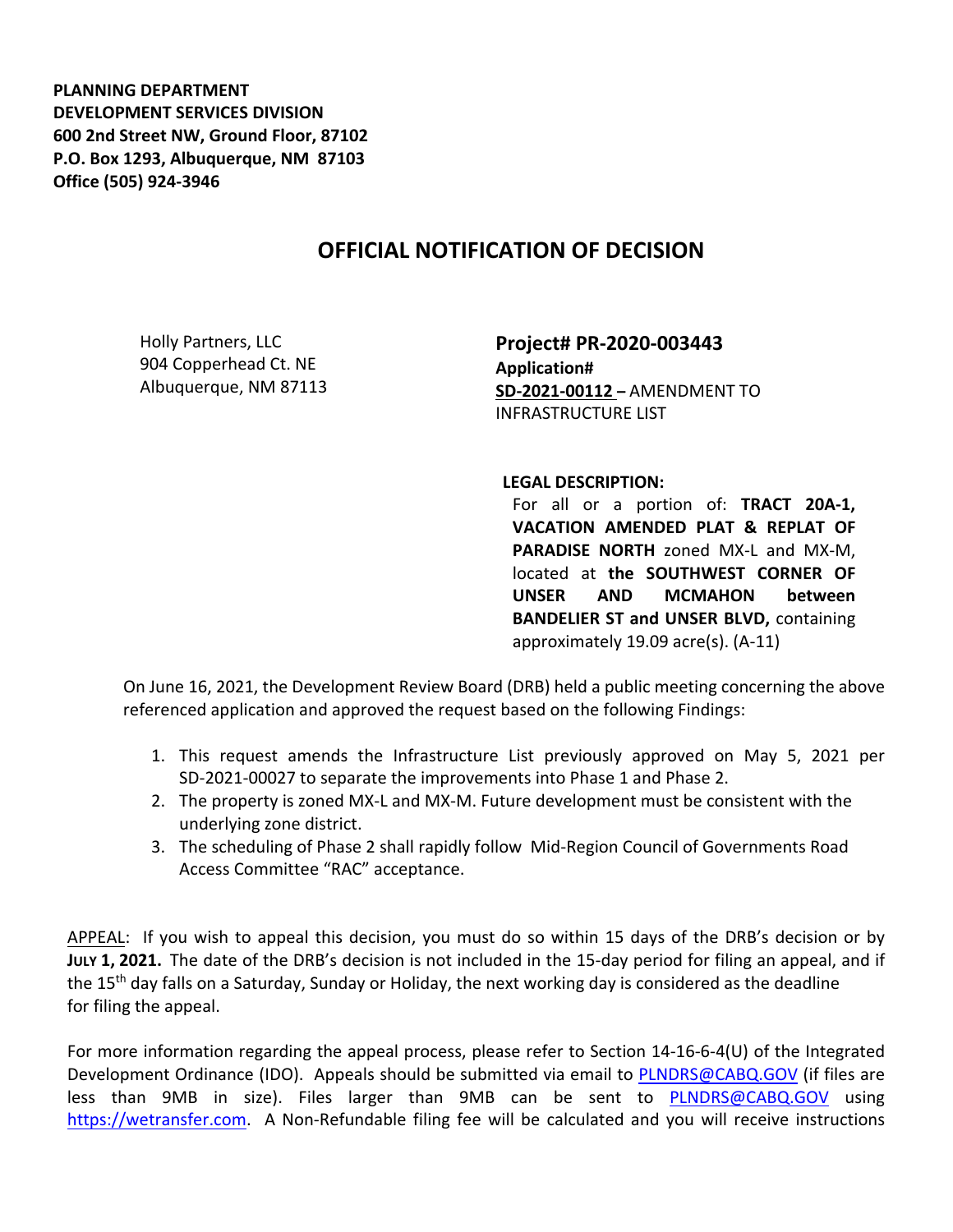**PLANNING DEPARTMENT**
**DEVELOPMENT SERVICES DIVISION**
**600 2nd Street NW, Ground Floor, 87102**
**P.O. Box 1293, Albuquerque, NM 87103**
**Office (505) 924-3946**

# OFFICIAL NOTIFICATION OF DECISION

Holly Partners, LLC
904 Copperhead Ct. NE
Albuquerque, NM 87113

**Project# PR-2020-003443**
**Application#**
**SD-2021-00112 –** AMENDMENT TO INFRASTRUCTURE LIST

**LEGAL DESCRIPTION:**
For all or a portion of: **TRACT 20A-1, VACATION AMENDED PLAT & REPLAT OF PARADISE NORTH** zoned MX-L and MX-M, located at **the SOUTHWEST CORNER OF UNSER AND MCMAHON between BANDELIER ST and UNSER BLVD,** containing approximately 19.09 acre(s). (A-11)

On June 16, 2021, the Development Review Board (DRB) held a public meeting concerning the above referenced application and approved the request based on the following Findings:

1. This request amends the Infrastructure List previously approved on May 5, 2021 per SD-2021-00027 to separate the improvements into Phase 1 and Phase 2.
2. The property is zoned MX-L and MX-M. Future development must be consistent with the underlying zone district.
3. The scheduling of Phase 2 shall rapidly follow Mid-Region Council of Governments Road Access Committee "RAC" acceptance.

APPEAL: If you wish to appeal this decision, you must do so within 15 days of the DRB's decision or by **JULY 1, 2021.** The date of the DRB's decision is not included in the 15-day period for filing an appeal, and if the 15th day falls on a Saturday, Sunday or Holiday, the next working day is considered as the deadline for filing the appeal.

For more information regarding the appeal process, please refer to Section 14-16-6-4(U) of the Integrated Development Ordinance (IDO). Appeals should be submitted via email to PLNDRS@CABQ.GOV (if files are less than 9MB in size). Files larger than 9MB can be sent to PLNDRS@CABQ.GOV using https://wetransfer.com. A Non-Refundable filing fee will be calculated and you will receive instructions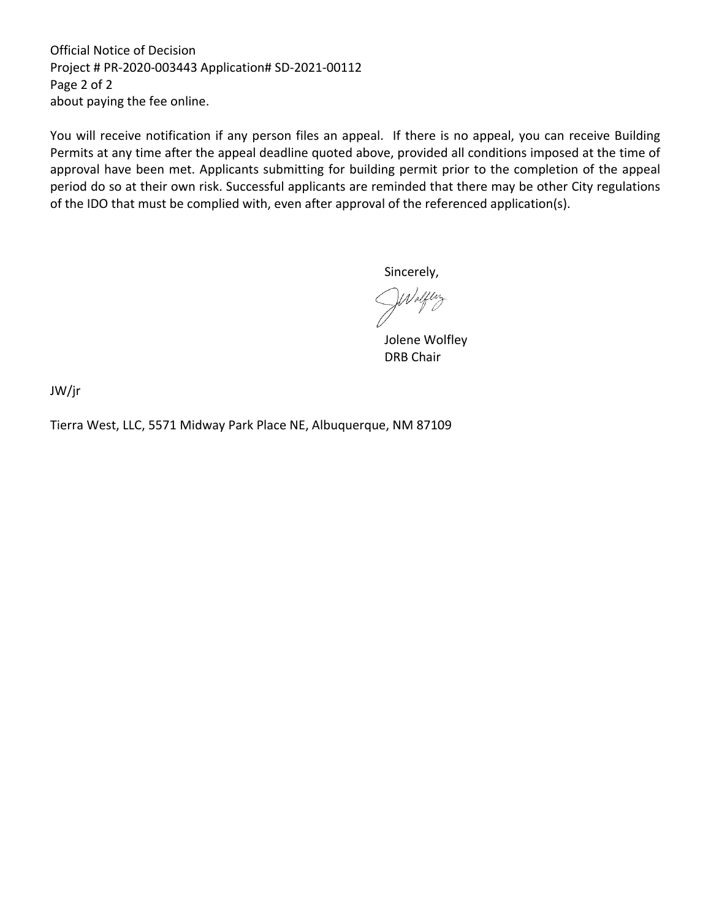about paying the fee online.

You will receive notification if any person files an appeal. If there is no appeal, you can receive Building Permits at any time after the appeal deadline quoted above, provided all conditions imposed at the time of approval have been met. Applicants submitting for building permit prior to the completion of the appeal period do so at their own risk. Successful applicants are reminded that there may be other City regulations of the IDO that must be complied with, even after approval of the referenced application(s).

Sincerely,

Jolene Wolfley
DRB Chair

JW/jr

Tierra West, LLC, 5571 Midway Park Place NE, Albuquerque, NM 87109